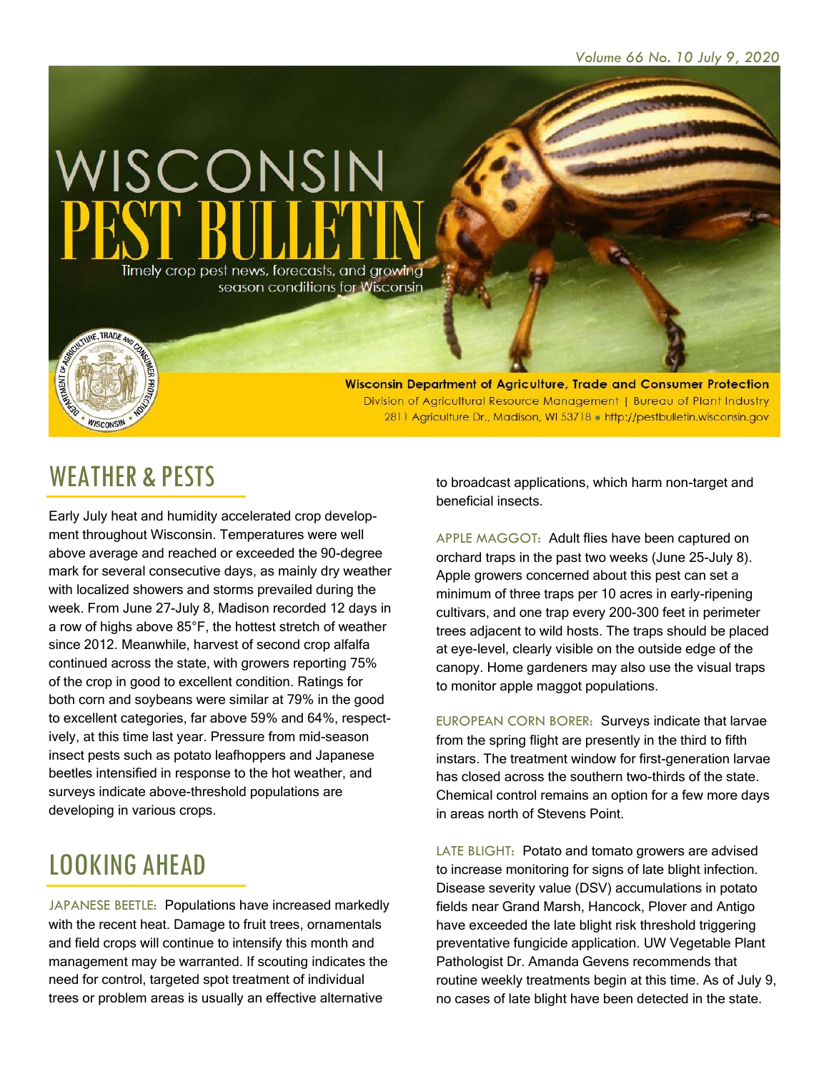*Volume 66 No. 10 July 9, 2020*

# WISCONSIN PEST BULLETIN

Timely crop pest news, forecasts, and growing season conditions for Wisconsin

**Wisconsin Department of Agriculture, Trade and Consumer Protection**
Division of Agricultural Resource Management | Bureau of Plant Industry
2811 Agriculture Dr., Madison, WI 53718 • http://pestbulletin.wisconsin.gov

## WEATHER & PESTS

Early July heat and humidity accelerated crop development throughout Wisconsin. Temperatures were well above average and reached or exceeded the 90-degree mark for several consecutive days, as mainly dry weather with localized showers and storms prevailed during the week. From June 27-July 8, Madison recorded 12 days in a row of highs above 85°F, the hottest stretch of weather since 2012. Meanwhile, harvest of second crop alfalfa continued across the state, with growers reporting 75% of the crop in good to excellent condition. Ratings for both corn and soybeans were similar at 79% in the good to excellent categories, far above 59% and 64%, respectively, at this time last year. Pressure from mid-season insect pests such as potato leafhoppers and Japanese beetles intensified in response to the hot weather, and surveys indicate above-threshold populations are developing in various crops.

## LOOKING AHEAD

JAPANESE BEETLE: Populations have increased markedly with the recent heat. Damage to fruit trees, ornamentals and field crops will continue to intensify this month and management may be warranted. If scouting indicates the need for control, targeted spot treatment of individual trees or problem areas is usually an effective alternative to broadcast applications, which harm non-target and beneficial insects.

APPLE MAGGOT: Adult flies have been captured on orchard traps in the past two weeks (June 25-July 8). Apple growers concerned about this pest can set a minimum of three traps per 10 acres in early-ripening cultivars, and one trap every 200-300 feet in perimeter trees adjacent to wild hosts. The traps should be placed at eye-level, clearly visible on the outside edge of the canopy. Home gardeners may also use the visual traps to monitor apple maggot populations.

EUROPEAN CORN BORER: Surveys indicate that larvae from the spring flight are presently in the third to fifth instars. The treatment window for first-generation larvae has closed across the southern two-thirds of the state. Chemical control remains an option for a few more days in areas north of Stevens Point.

LATE BLIGHT: Potato and tomato growers are advised to increase monitoring for signs of late blight infection. Disease severity value (DSV) accumulations in potato fields near Grand Marsh, Hancock, Plover and Antigo have exceeded the late blight risk threshold triggering preventative fungicide application. UW Vegetable Plant Pathologist Dr. Amanda Gevens recommends that routine weekly treatments begin at this time. As of July 9, no cases of late blight have been detected in the state.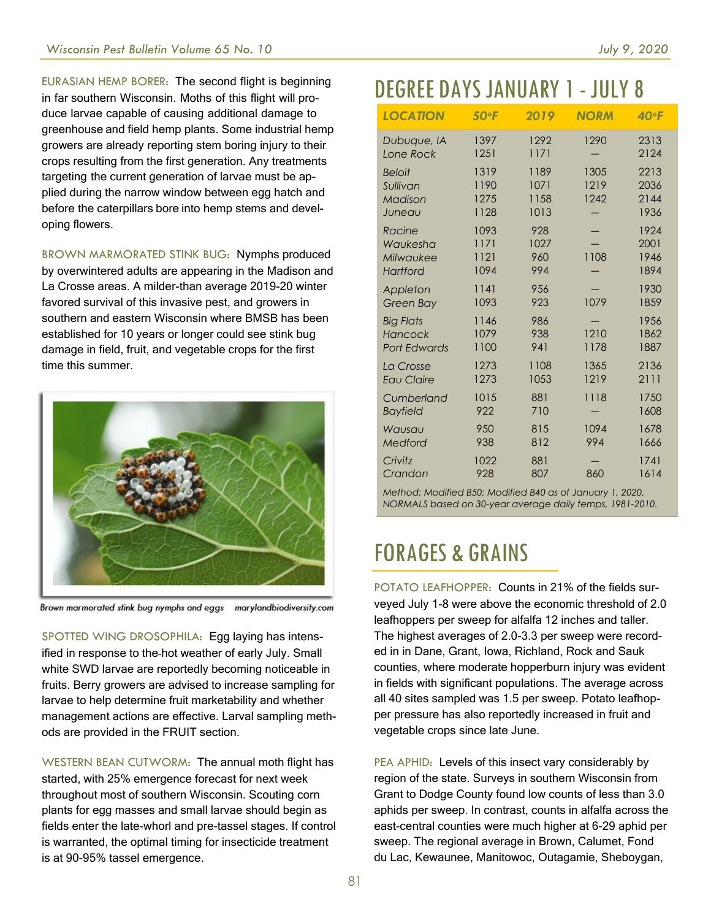EURASIAN HEMP BORER: The second flight is beginning in far southern Wisconsin. Moths of this flight will produce larvae capable of causing additional damage to greenhouse and field hemp plants. Some industrial hemp growers are already reporting stem boring injury to their crops resulting from the first generation. Any treatments targeting the current generation of larvae must be applied during the narrow window between egg hatch and before the caterpillars bore into hemp stems and developing flowers.

BROWN MARMORATED STINK BUG: Nymphs produced by overwintered adults are appearing in the Madison and La Crosse areas. A milder-than average 2019-20 winter favored survival of this invasive pest, and growers in southern and eastern Wisconsin where BMSB has been established for 10 years or longer could see stink bug damage in field, fruit, and vegetable crops for the first time this summer.

Brown marmorated stink bug nymphs and eggs marylandbiodiversity.com

SPOTTED WING DROSOPHILA: Egg laying has intensified in response to the hot weather of early July. Small white SWD larvae are reportedly becoming noticeable in fruits. Berry growers are advised to increase sampling for larvae to help determine fruit marketability and whether management actions are effective. Larval sampling methods are provided in the FRUIT section.

WESTERN BEAN CUTWORM: The annual moth flight has started, with 25% emergence forecast for next week throughout most of southern Wisconsin. Scouting corn plants for egg masses and small larvae should begin as fields enter the late-whorl and pre-tassel stages. If control is warranted, the optimal timing for insecticide treatment is at 90-95% tassel emergence.

## DEGREE DAYS JANUARY 1 - JULY 8

| LOCATION | 50°F | 2019 | NORM | 40°F |
|---|---|---|---|---|
| Dubuque, IA | 1397 | 1292 | 1290 | 2313 |
| Lone Rock | 1251 | 1171 | — | 2124 |
| Beloit | 1319 | 1189 | 1305 | 2213 |
| Sullivan | 1190 | 1071 | 1219 | 2036 |
| Madison | 1275 | 1158 | 1242 | 2144 |
| Juneau | 1128 | 1013 | — | 1936 |
| Racine | 1093 | 928 | — | 1924 |
| Waukesha | 1171 | 1027 | — | 2001 |
| Milwaukee | 1121 | 960 | 1108 | 1946 |
| Hartford | 1094 | 994 | — | 1894 |
| Appleton | 1141 | 956 | — | 1930 |
| Green Bay | 1093 | 923 | 1079 | 1859 |
| Big Flats | 1146 | 986 | — | 1956 |
| Hancock | 1079 | 938 | 1210 | 1862 |
| Port Edwards | 1100 | 941 | 1178 | 1887 |
| La Crosse | 1273 | 1108 | 1365 | 2136 |
| Eau Claire | 1273 | 1053 | 1219 | 2111 |
| Cumberland | 1015 | 881 | 1118 | 1750 |
| Bayfield | 922 | 710 | — | 1608 |
| Wausau | 950 | 815 | 1094 | 1678 |
| Medford | 938 | 812 | 994 | 1666 |
| Crivitz | 1022 | 881 | — | 1741 |
| Crandon | 928 | 807 | 860 | 1614 |

*Method: Modified B50; Modified B40 as of January 1, 2020. NORMALS based on 30-year average daily temps, 1981-2010.*

## FORAGES & GRAINS

POTATO LEAFHOPPER: Counts in 21% of the fields surveyed July 1-8 were above the economic threshold of 2.0 leafhoppers per sweep for alfalfa 12 inches and taller. The highest averages of 2.0-3.3 per sweep were recorded in in Dane, Grant, Iowa, Richland, Rock and Sauk counties, where moderate hopperburn injury was evident in fields with significant populations. The average across all 40 sites sampled was 1.5 per sweep. Potato leafhopper pressure has also reportedly increased in fruit and vegetable crops since late June.

PEA APHID: Levels of this insect vary considerably by region of the state. Surveys in southern Wisconsin from Grant to Dodge County found low counts of less than 3.0 aphids per sweep. In contrast, counts in alfalfa across the east-central counties were much higher at 6-29 aphid per sweep. The regional average in Brown, Calumet, Fond du Lac, Kewaunee, Manitowoc, Outagamie, Sheboygan,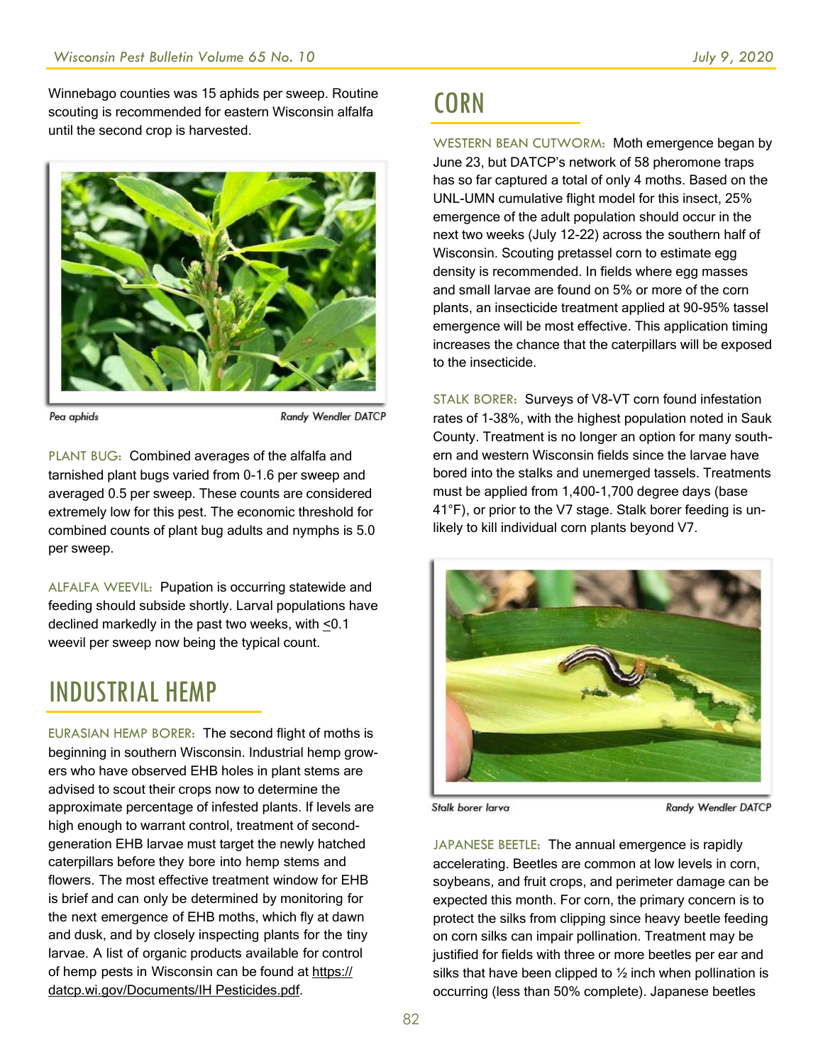Winnebago counties was 15 aphids per sweep. Routine scouting is recommended for eastern Wisconsin alfalfa until the second crop is harvested.

Pea aphids — Randy Wendler DATCP

PLANT BUG: Combined averages of the alfalfa and tarnished plant bugs varied from 0-1.6 per sweep and averaged 0.5 per sweep. These counts are considered extremely low for this pest. The economic threshold for combined counts of plant bug adults and nymphs is 5.0 per sweep.

ALFALFA WEEVIL: Pupation is occurring statewide and feeding should subside shortly. Larval populations have declined markedly in the past two weeks, with ≤0.1 weevil per sweep now being the typical count.

# INDUSTRIAL HEMP

EURASIAN HEMP BORER: The second flight of moths is beginning in southern Wisconsin. Industrial hemp growers who have observed EHB holes in plant stems are advised to scout their crops now to determine the approximate percentage of infested plants. If levels are high enough to warrant control, treatment of second-generation EHB larvae must target the newly hatched caterpillars before they bore into hemp stems and flowers. The most effective treatment window for EHB is brief and can only be determined by monitoring for the next emergence of EHB moths, which fly at dawn and dusk, and by closely inspecting plants for the tiny larvae. A list of organic products available for control of hemp pests in Wisconsin can be found at https://datcp.wi.gov/Documents/IH Pesticides.pdf.

# CORN

WESTERN BEAN CUTWORM: Moth emergence began by June 23, but DATCP's network of 58 pheromone traps has so far captured a total of only 4 moths. Based on the UNL-UMN cumulative flight model for this insect, 25% emergence of the adult population should occur in the next two weeks (July 12-22) across the southern half of Wisconsin. Scouting pretassel corn to estimate egg density is recommended. In fields where egg masses and small larvae are found on 5% or more of the corn plants, an insecticide treatment applied at 90-95% tassel emergence will be most effective. This application timing increases the chance that the caterpillars will be exposed to the insecticide.

STALK BORER: Surveys of V8-VT corn found infestation rates of 1-38%, with the highest population noted in Sauk County. Treatment is no longer an option for many southern and western Wisconsin fields since the larvae have bored into the stalks and unemerged tassels. Treatments must be applied from 1,400-1,700 degree days (base 41°F), or prior to the V7 stage. Stalk borer feeding is unlikely to kill individual corn plants beyond V7.

Stalk borer larva — Randy Wendler DATCP

JAPANESE BEETLE: The annual emergence is rapidly accelerating. Beetles are common at low levels in corn, soybeans, and fruit crops, and perimeter damage can be expected this month. For corn, the primary concern is to protect the silks from clipping since heavy beetle feeding on corn silks can impair pollination. Treatment may be justified for fields with three or more beetles per ear and silks that have been clipped to ½ inch when pollination is occurring (less than 50% complete). Japanese beetles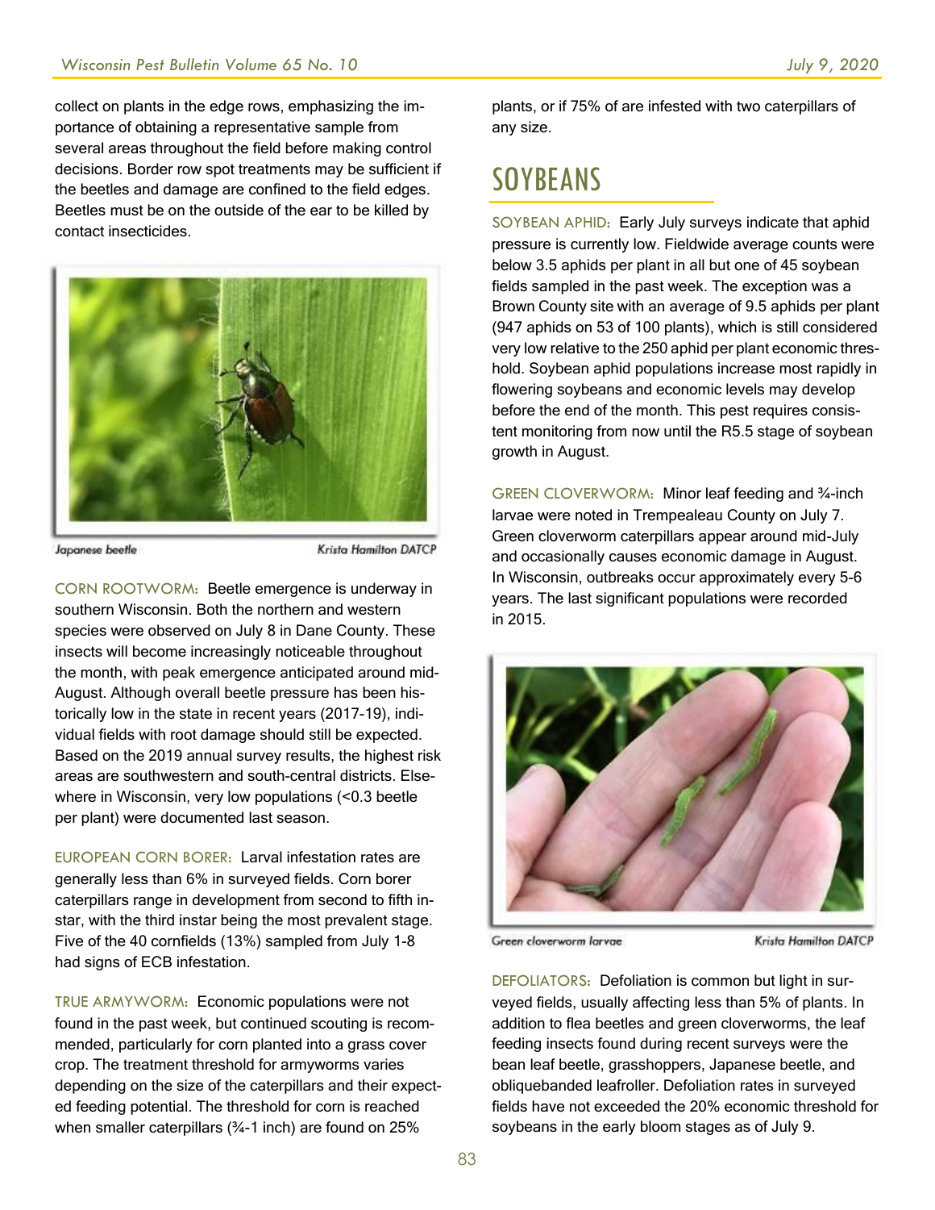collect on plants in the edge rows, emphasizing the importance of obtaining a representative sample from several areas throughout the field before making control decisions. Border row spot treatments may be sufficient if the beetles and damage are confined to the field edges. Beetles must be on the outside of the ear to be killed by contact insecticides.

Japanese beetle — Krista Hamilton DATCP

CORN ROOTWORM: Beetle emergence is underway in southern Wisconsin. Both the northern and western species were observed on July 8 in Dane County. These insects will become increasingly noticeable throughout the month, with peak emergence anticipated around mid-August. Although overall beetle pressure has been historically low in the state in recent years (2017-19), individual fields with root damage should still be expected. Based on the 2019 annual survey results, the highest risk areas are southwestern and south-central districts. Elsewhere in Wisconsin, very low populations (<0.3 beetle per plant) were documented last season.

EUROPEAN CORN BORER: Larval infestation rates are generally less than 6% in surveyed fields. Corn borer caterpillars range in development from second to fifth instar, with the third instar being the most prevalent stage. Five of the 40 cornfields (13%) sampled from July 1-8 had signs of ECB infestation.

TRUE ARMYWORM: Economic populations were not found in the past week, but continued scouting is recommended, particularly for corn planted into a grass cover crop. The treatment threshold for armyworms varies depending on the size of the caterpillars and their expected feeding potential. The threshold for corn is reached when smaller caterpillars (¾-1 inch) are found on 25% plants, or if 75% of are infested with two caterpillars of any size.

## SOYBEANS

SOYBEAN APHID: Early July surveys indicate that aphid pressure is currently low. Fieldwide average counts were below 3.5 aphids per plant in all but one of 45 soybean fields sampled in the past week. The exception was a Brown County site with an average of 9.5 aphids per plant (947 aphids on 53 of 100 plants), which is still considered very low relative to the 250 aphid per plant economic threshold. Soybean aphid populations increase most rapidly in flowering soybeans and economic levels may develop before the end of the month. This pest requires consistent monitoring from now until the R5.5 stage of soybean growth in August.

GREEN CLOVERWORM: Minor leaf feeding and ¾-inch larvae were noted in Trempealeau County on July 7. Green cloverworm caterpillars appear around mid-July and occasionally causes economic damage in August. In Wisconsin, outbreaks occur approximately every 5-6 years. The last significant populations were recorded in 2015.

Green cloverworm larvae — Krista Hamilton DATCP

DEFOLIATORS: Defoliation is common but light in surveyed fields, usually affecting less than 5% of plants. In addition to flea beetles and green cloverworms, the leaf feeding insects found during recent surveys were the bean leaf beetle, grasshoppers, Japanese beetle, and obliquebanded leafroller. Defoliation rates in surveyed fields have not exceeded the 20% economic threshold for soybeans in the early bloom stages as of July 9.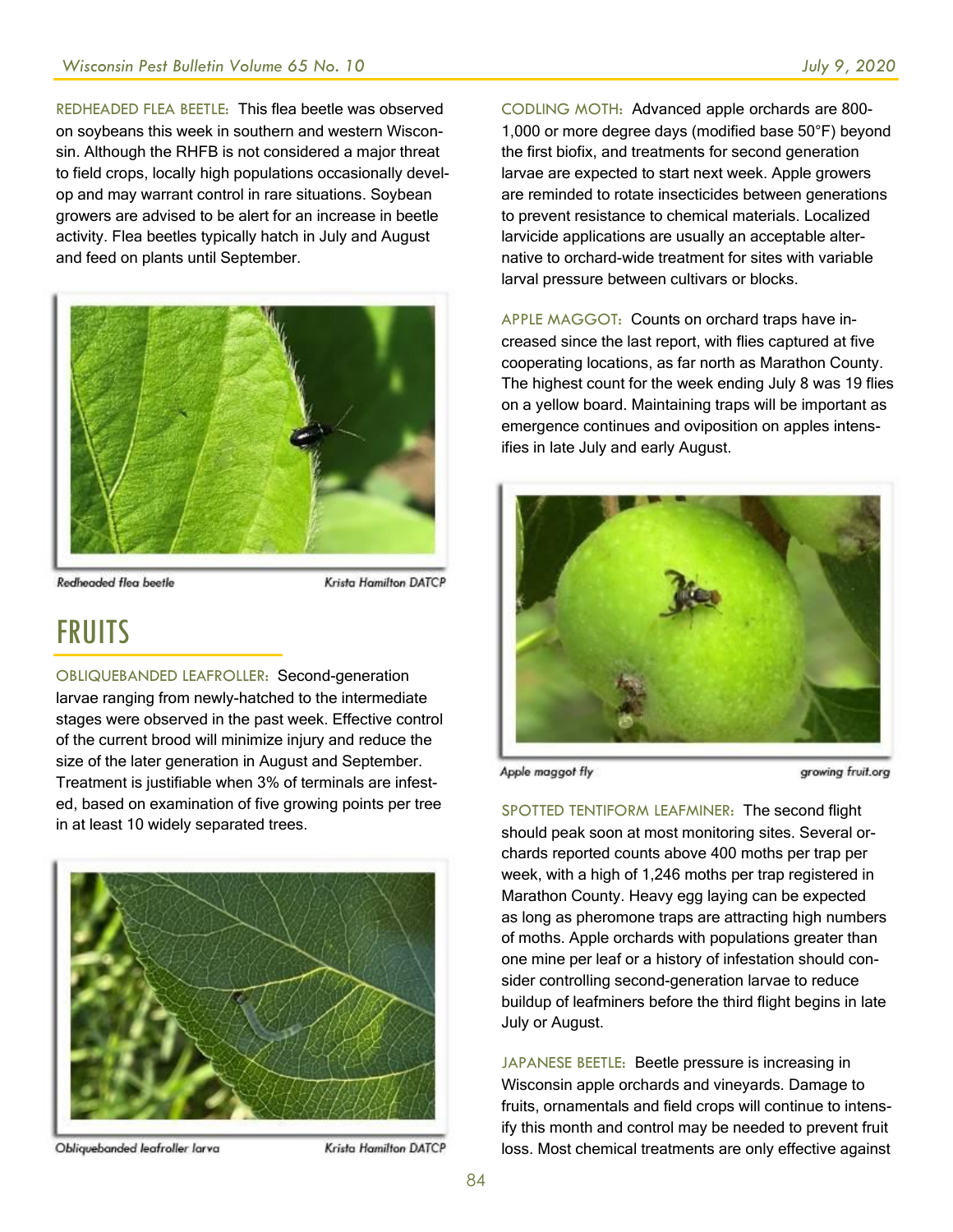REDHEADED FLEA BEETLE: This flea beetle was observed on soybeans this week in southern and western Wisconsin. Although the RHFB is not considered a major threat to field crops, locally high populations occasionally develop and may warrant control in rare situations. Soybean growers are advised to be alert for an increase in beetle activity. Flea beetles typically hatch in July and August and feed on plants until September.

Redheaded flea beetle — Krista Hamilton DATCP

# FRUITS

OBLIQUEBANDED LEAFROLLER: Second-generation larvae ranging from newly-hatched to the intermediate stages were observed in the past week. Effective control of the current brood will minimize injury and reduce the size of the later generation in August and September. Treatment is justifiable when 3% of terminals are infested, based on examination of five growing points per tree in at least 10 widely separated trees.

Obliquebanded leafroller larva — Krista Hamilton DATCP

CODLING MOTH: Advanced apple orchards are 800-1,000 or more degree days (modified base 50°F) beyond the first biofix, and treatments for second generation larvae are expected to start next week. Apple growers are reminded to rotate insecticides between generations to prevent resistance to chemical materials. Localized larvicide applications are usually an acceptable alternative to orchard-wide treatment for sites with variable larval pressure between cultivars or blocks.

APPLE MAGGOT: Counts on orchard traps have increased since the last report, with flies captured at five cooperating locations, as far north as Marathon County. The highest count for the week ending July 8 was 19 flies on a yellow board. Maintaining traps will be important as emergence continues and oviposition on apples intensifies in late July and early August.

Apple maggot fly — growing fruit.org

SPOTTED TENTIFORM LEAFMINER: The second flight should peak soon at most monitoring sites. Several orchards reported counts above 400 moths per trap per week, with a high of 1,246 moths per trap registered in Marathon County. Heavy egg laying can be expected as long as pheromone traps are attracting high numbers of moths. Apple orchards with populations greater than one mine per leaf or a history of infestation should consider controlling second-generation larvae to reduce buildup of leafminers before the third flight begins in late July or August.

JAPANESE BEETLE: Beetle pressure is increasing in Wisconsin apple orchards and vineyards. Damage to fruits, ornamentals and field crops will continue to intensify this month and control may be needed to prevent fruit loss. Most chemical treatments are only effective against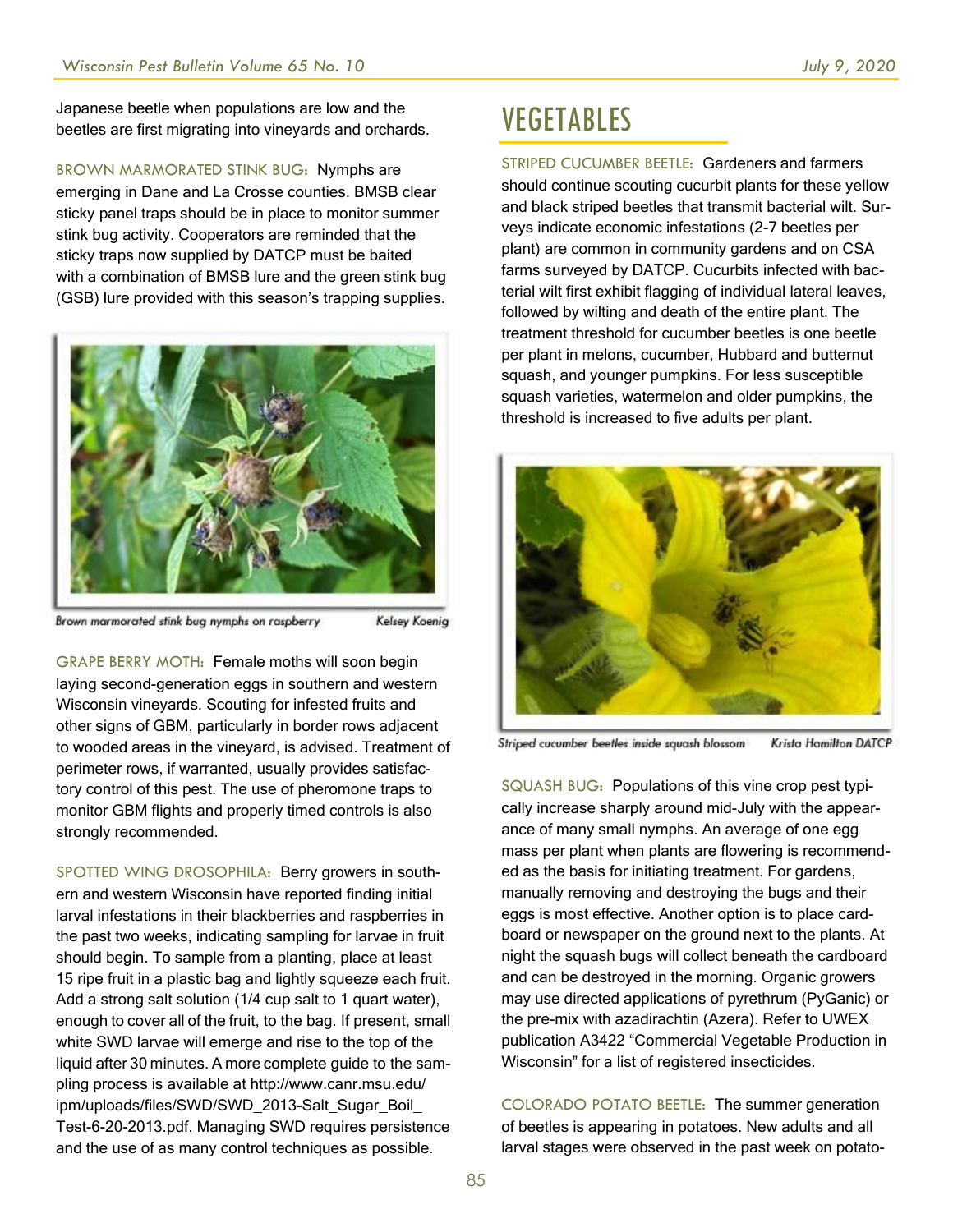Japanese beetle when populations are low and the beetles are first migrating into vineyards and orchards.

BROWN MARMORATED STINK BUG: Nymphs are emerging in Dane and La Crosse counties. BMSB clear sticky panel traps should be in place to monitor summer stink bug activity. Cooperators are reminded that the sticky traps now supplied by DATCP must be baited with a combination of BMSB lure and the green stink bug (GSB) lure provided with this season's trapping supplies.

Brown marmorated stink bug nymphs on raspberry — Kelsey Koenig

GRAPE BERRY MOTH: Female moths will soon begin laying second-generation eggs in southern and western Wisconsin vineyards. Scouting for infested fruits and other signs of GBM, particularly in border rows adjacent to wooded areas in the vineyard, is advised. Treatment of perimeter rows, if warranted, usually provides satisfactory control of this pest. The use of pheromone traps to monitor GBM flights and properly timed controls is also strongly recommended.

SPOTTED WING DROSOPHILA: Berry growers in southern and western Wisconsin have reported finding initial larval infestations in their blackberries and raspberries in the past two weeks, indicating sampling for larvae in fruit should begin. To sample from a planting, place at least 15 ripe fruit in a plastic bag and lightly squeeze each fruit. Add a strong salt solution (1/4 cup salt to 1 quart water), enough to cover all of the fruit, to the bag. If present, small white SWD larvae will emerge and rise to the top of the liquid after 30 minutes. A more complete guide to the sampling process is available at http://www.canr.msu.edu/ipm/uploads/files/SWD/SWD_2013-Salt_Sugar_Boil_Test-6-20-2013.pdf. Managing SWD requires persistence and the use of as many control techniques as possible.

# VEGETABLES

STRIPED CUCUMBER BEETLE: Gardeners and farmers should continue scouting cucurbit plants for these yellow and black striped beetles that transmit bacterial wilt. Surveys indicate economic infestations (2-7 beetles per plant) are common in community gardens and on CSA farms surveyed by DATCP. Cucurbits infected with bacterial wilt first exhibit flagging of individual lateral leaves, followed by wilting and death of the entire plant. The treatment threshold for cucumber beetles is one beetle per plant in melons, cucumber, Hubbard and butternut squash, and younger pumpkins. For less susceptible squash varieties, watermelon and older pumpkins, the threshold is increased to five adults per plant.

Striped cucumber beetles inside squash blossom — Krista Hamilton DATCP

SQUASH BUG: Populations of this vine crop pest typically increase sharply around mid-July with the appearance of many small nymphs. An average of one egg mass per plant when plants are flowering is recommended as the basis for initiating treatment. For gardens, manually removing and destroying the bugs and their eggs is most effective. Another option is to place cardboard or newspaper on the ground next to the plants. At night the squash bugs will collect beneath the cardboard and can be destroyed in the morning. Organic growers may use directed applications of pyrethrum (PyGanic) or the pre-mix with azadirachtin (Azera). Refer to UWEX publication A3422 "Commercial Vegetable Production in Wisconsin" for a list of registered insecticides.

COLORADO POTATO BEETLE: The summer generation of beetles is appearing in potatoes. New adults and all larval stages were observed in the past week on potato-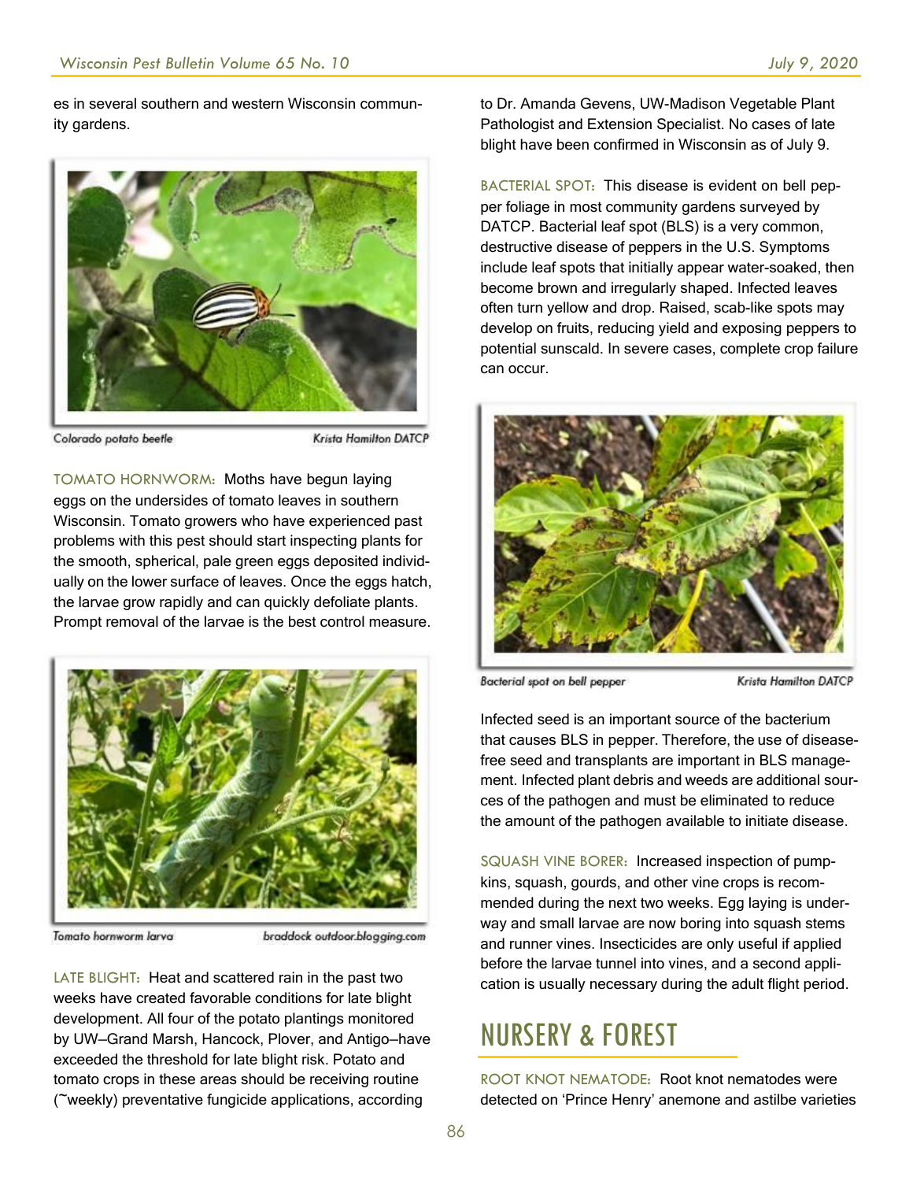es in several southern and western Wisconsin community gardens.

Colorado potato beetle — Krista Hamilton DATCP

TOMATO HORNWORM: Moths have begun laying eggs on the undersides of tomato leaves in southern Wisconsin. Tomato growers who have experienced past problems with this pest should start inspecting plants for the smooth, spherical, pale green eggs deposited individually on the lower surface of leaves. Once the eggs hatch, the larvae grow rapidly and can quickly defoliate plants. Prompt removal of the larvae is the best control measure.

Tomato hornworm larva — braddock outdoor.blogging.com

LATE BLIGHT: Heat and scattered rain in the past two weeks have created favorable conditions for late blight development. All four of the potato plantings monitored by UW—Grand Marsh, Hancock, Plover, and Antigo—have exceeded the threshold for late blight risk. Potato and tomato crops in these areas should be receiving routine (~weekly) preventative fungicide applications, according to Dr. Amanda Gevens, UW-Madison Vegetable Plant Pathologist and Extension Specialist. No cases of late blight have been confirmed in Wisconsin as of July 9.

BACTERIAL SPOT: This disease is evident on bell pepper foliage in most community gardens surveyed by DATCP. Bacterial leaf spot (BLS) is a very common, destructive disease of peppers in the U.S. Symptoms include leaf spots that initially appear water-soaked, then become brown and irregularly shaped. Infected leaves often turn yellow and drop. Raised, scab-like spots may develop on fruits, reducing yield and exposing peppers to potential sunscald. In severe cases, complete crop failure can occur.

Bacterial spot on bell pepper — Krista Hamilton DATCP

Infected seed is an important source of the bacterium that causes BLS in pepper. Therefore, the use of disease-free seed and transplants are important in BLS management. Infected plant debris and weeds are additional sources of the pathogen and must be eliminated to reduce the amount of the pathogen available to initiate disease.

SQUASH VINE BORER: Increased inspection of pumpkins, squash, gourds, and other vine crops is recommended during the next two weeks. Egg laying is underway and small larvae are now boring into squash stems and runner vines. Insecticides are only useful if applied before the larvae tunnel into vines, and a second application is usually necessary during the adult flight period.

# NURSERY & FOREST

ROOT KNOT NEMATODE: Root knot nematodes were detected on 'Prince Henry' anemone and astilbe varieties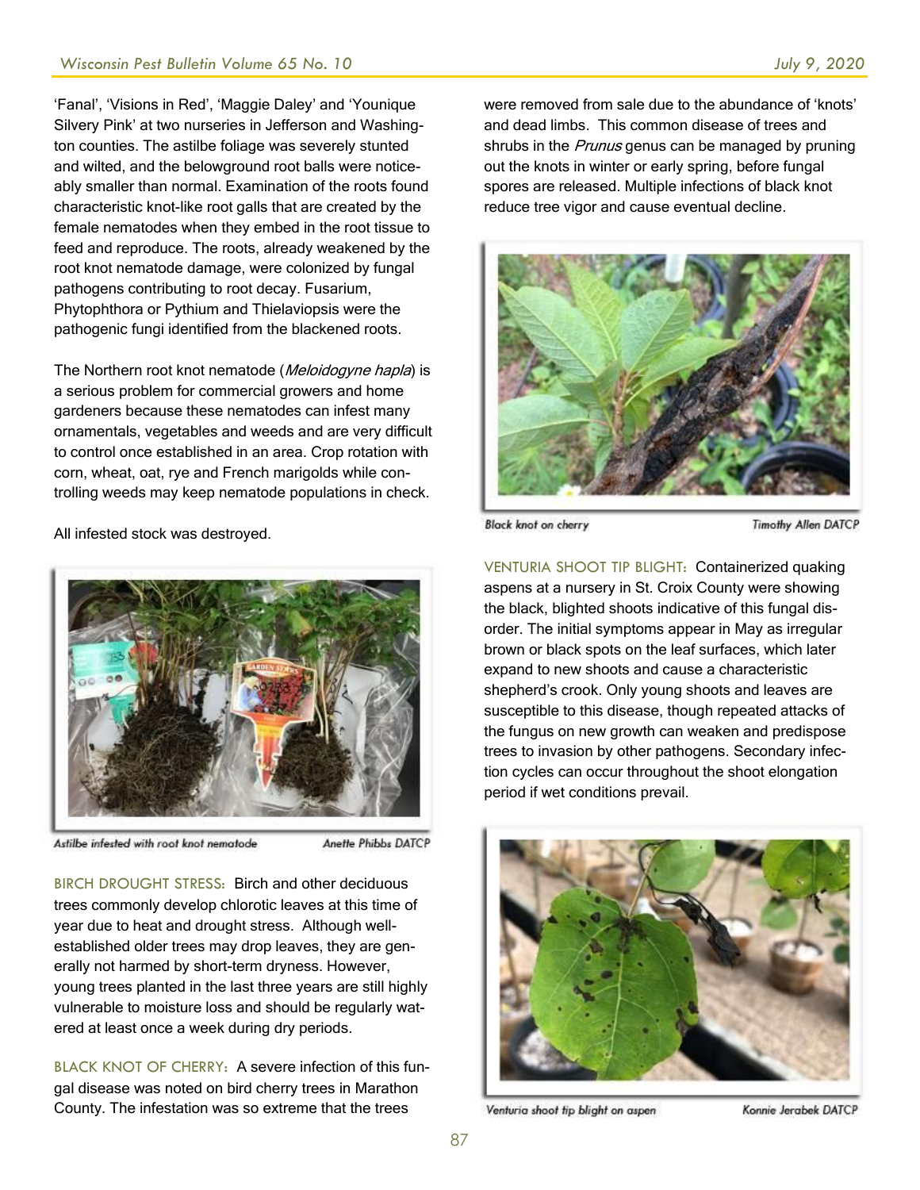'Fanal', 'Visions in Red', 'Maggie Daley' and 'Younique Silvery Pink' at two nurseries in Jefferson and Washington counties. The astilbe foliage was severely stunted and wilted, and the belowground root balls were noticeably smaller than normal. Examination of the roots found characteristic knot-like root galls that are created by the female nematodes when they embed in the root tissue to feed and reproduce. The roots, already weakened by the root knot nematode damage, were colonized by fungal pathogens contributing to root decay. Fusarium, Phytophthora or Pythium and Thielaviopsis were the pathogenic fungi identified from the blackened roots.

The Northern root knot nematode (*Meloidogyne hapla*) is a serious problem for commercial growers and home gardeners because these nematodes can infest many ornamentals, vegetables and weeds and are very difficult to control once established in an area. Crop rotation with corn, wheat, oat, rye and French marigolds while controlling weeds may keep nematode populations in check.

All infested stock was destroyed.

Astilbe infested with root knot nematode — Anette Phibbs DATCP

BIRCH DROUGHT STRESS: Birch and other deciduous trees commonly develop chlorotic leaves at this time of year due to heat and drought stress. Although well-established older trees may drop leaves, they are generally not harmed by short-term dryness. However, young trees planted in the last three years are still highly vulnerable to moisture loss and should be regularly watered at least once a week during dry periods.

BLACK KNOT OF CHERRY: A severe infection of this fungal disease was noted on bird cherry trees in Marathon County. The infestation was so extreme that the trees were removed from sale due to the abundance of 'knots' and dead limbs. This common disease of trees and shrubs in the *Prunus* genus can be managed by pruning out the knots in winter or early spring, before fungal spores are released. Multiple infections of black knot reduce tree vigor and cause eventual decline.

Black knot on cherry — Timothy Allen DATCP

VENTURIA SHOOT TIP BLIGHT: Containerized quaking aspens at a nursery in St. Croix County were showing the black, blighted shoots indicative of this fungal disorder. The initial symptoms appear in May as irregular brown or black spots on the leaf surfaces, which later expand to new shoots and cause a characteristic shepherd's crook. Only young shoots and leaves are susceptible to this disease, though repeated attacks of the fungus on new growth can weaken and predispose trees to invasion by other pathogens. Secondary infection cycles can occur throughout the shoot elongation period if wet conditions prevail.

Venturia shoot tip blight on aspen — Konnie Jerabek DATCP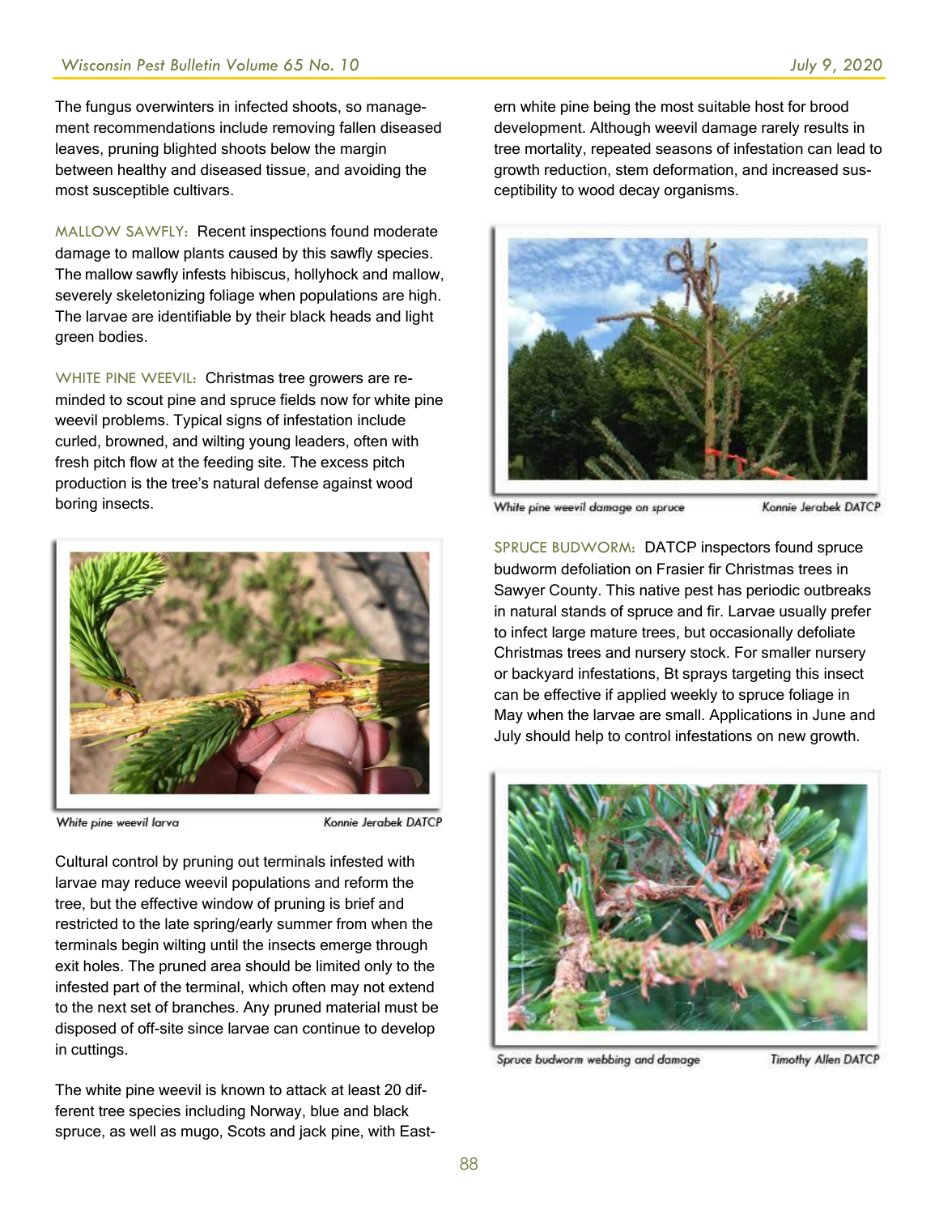The fungus overwinters in infected shoots, so management recommendations include removing fallen diseased leaves, pruning blighted shoots below the margin between healthy and diseased tissue, and avoiding the most susceptible cultivars.

MALLOW SAWFLY: Recent inspections found moderate damage to mallow plants caused by this sawfly species. The mallow sawfly infests hibiscus, hollyhock and mallow, severely skeletonizing foliage when populations are high. The larvae are identifiable by their black heads and light green bodies.

WHITE PINE WEEVIL: Christmas tree growers are reminded to scout pine and spruce fields now for white pine weevil problems. Typical signs of infestation include curled, browned, and wilting young leaders, often with fresh pitch flow at the feeding site. The excess pitch production is the tree's natural defense against wood boring insects.

White pine weevil larva — Konnie Jerabek DATCP

Cultural control by pruning out terminals infested with larvae may reduce weevil populations and reform the tree, but the effective window of pruning is brief and restricted to the late spring/early summer from when the terminals begin wilting until the insects emerge through exit holes. The pruned area should be limited only to the infested part of the terminal, which often may not extend to the next set of branches. Any pruned material must be disposed of off-site since larvae can continue to develop in cuttings.

The white pine weevil is known to attack at least 20 different tree species including Norway, blue and black spruce, as well as mugo, Scots and jack pine, with Eastern white pine being the most suitable host for brood development. Although weevil damage rarely results in tree mortality, repeated seasons of infestation can lead to growth reduction, stem deformation, and increased susceptibility to wood decay organisms.

White pine weevil damage on spruce — Konnie Jerabek DATCP

SPRUCE BUDWORM: DATCP inspectors found spruce budworm defoliation on Frasier fir Christmas trees in Sawyer County. This native pest has periodic outbreaks in natural stands of spruce and fir. Larvae usually prefer to infect large mature trees, but occasionally defoliate Christmas trees and nursery stock. For smaller nursery or backyard infestations, Bt sprays targeting this insect can be effective if applied weekly to spruce foliage in May when the larvae are small. Applications in June and July should help to control infestations on new growth.

Spruce budworm webbing and damage — Timothy Allen DATCP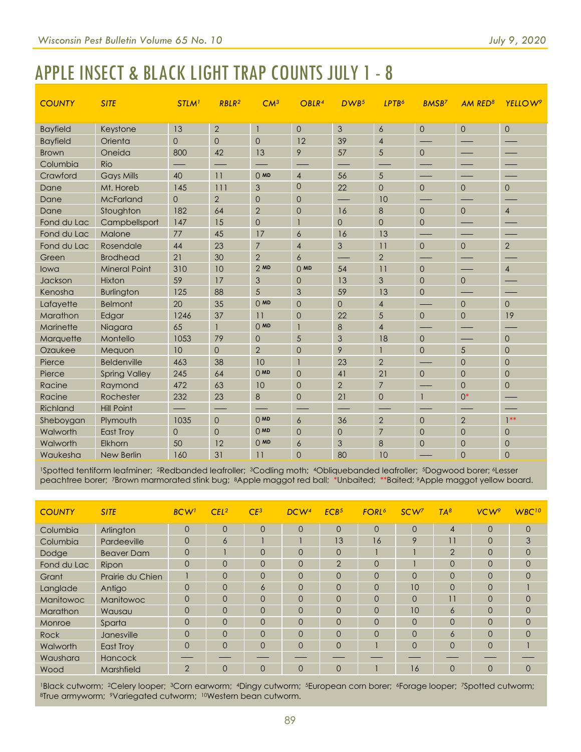# APPLE INSECT & BLACK LIGHT TRAP COUNTS JULY 1 - 8

| COUNTY | SITE | STLM[1] | RBLR[2] | CM[3] | OBLR[4] | DWB[5] | LPTB[6] | BMSB[7] | AM RED[8] | YELLOW[9] |
|---|---|---|---|---|---|---|---|---|---|---|
| Bayfield | Keystone | 13 | 2 | 1 | 0 | 3 | 6 | 0 | 0 | 0 |
| Bayfield | Orienta | 0 | 0 | 0 | 12 | 39 | 4 | — | — | — |
| Brown | Oneida | 800 | 42 | 13 | 9 | 57 | 5 | 0 | — | — |
| Columbia | Rio | — | — | — | — | — | — | — | — | — |
| Crawford | Gays Mills | 40 | 11 | 0 MD | 4 | 56 | 5 | — | — | — |
| Dane | Mt. Horeb | 145 | 111 | 3 | 0 | 22 | 0 | 0 | 0 | 0 |
| Dane | McFarland | 0 | 2 | 0 | 0 | — | 10 | — | — | — |
| Dane | Stoughton | 182 | 64 | 2 | 0 | 16 | 8 | 0 | 0 | 4 |
| Fond du Lac | Campbellsport | 147 | 15 | 0 | 1 | 0 | 0 | 0 | — | — |
| Fond du Lac | Malone | 77 | 45 | 17 | 6 | 16 | 13 | — | — | — |
| Fond du Lac | Rosendale | 44 | 23 | 7 | 4 | 3 | 11 | 0 | 0 | 2 |
| Green | Brodhead | 21 | 30 | 2 | 6 | — | 2 | — | — | — |
| Iowa | Mineral Point | 310 | 10 | 2 MD | 0 MD | 54 | 11 | 0 | — | 4 |
| Jackson | Hixton | 59 | 17 | 3 | 0 | 13 | 3 | 0 | 0 | — |
| Kenosha | Burlington | 125 | 88 | 5 | 3 | 59 | 13 | 0 | — | — |
| Lafayette | Belmont | 20 | 35 | 0 MD | 0 | 0 | 4 | — | 0 | 0 |
| Marathon | Edgar | 1246 | 37 | 11 | 0 | 22 | 5 | 0 | 0 | 19 |
| Marinette | Niagara | 65 | 1 | 0 MD | 1 | 8 | 4 | — | — | — |
| Marquette | Montello | 1053 | 79 | 0 | 5 | 3 | 18 | 0 | — | 0 |
| Ozaukee | Mequon | 10 | 0 | 2 | 0 | 9 | 1 | 0 | 5 | 0 |
| Pierce | Beldenville | 463 | 38 | 10 | 1 | 23 | 2 | — | 0 | 0 |
| Pierce | Spring Valley | 245 | 64 | 0 MD | 0 | 41 | 21 | 0 | 0 | 0 |
| Racine | Raymond | 472 | 63 | 10 | 0 | 2 | 7 | — | 0 | 0 |
| Racine | Rochester | 232 | 23 | 8 | 0 | 21 | 0 | 1 | 0* | — |
| Richland | Hill Point | — | — | — | — | — | — | — | — | — |
| Sheboygan | Plymouth | 1035 | 0 | 0 MD | 6 | 36 | 2 | 0 | 2 | 1** |
| Walworth | East Troy | 0 | 0 | 0 MD | 0 | 0 | 7 | 0 | 0 | 0 |
| Walworth | Elkhorn | 50 | 12 | 0 MD | 6 | 3 | 8 | 0 | 0 | 0 |
| Waukesha | New Berlin | 160 | 31 | 11 | 0 | 80 | 10 | — | 0 | 0 |

[1]Spotted tentiform leafminer; [2]Redbanded leafroller; [3]Codling moth; [4]Obliquebanded leafroller; [5]Dogwood borer; [6]Lesser peachtree borer; [7]Brown marmorated stink bug; [8]Apple maggot red ball; *Unbaited; **Baited; [9]Apple maggot yellow board.

| COUNTY | SITE | BCW[1] | CEL[2] | CE[3] | DCW[4] | ECB[5] | FORL[6] | SCW[7] | TA[8] | VCW[9] | WBC[10] |
|---|---|---|---|---|---|---|---|---|---|---|---|
| Columbia | Arlington | 0 | 0 | 0 | 0 | 0 | 0 | 0 | 4 | 0 | 0 |
| Columbia | Pardeeville | 0 | 6 | 1 | 1 | 13 | 16 | 9 | 11 | 0 | 3 |
| Dodge | Beaver Dam | 0 | 1 | 0 | 0 | 0 | 1 | 1 | 2 | 0 | 0 |
| Fond du Lac | Ripon | 0 | 0 | 0 | 0 | 2 | 0 | 1 | 0 | 0 | 0 |
| Grant | Prairie du Chien | 1 | 0 | 0 | 0 | 0 | 0 | 0 | 0 | 0 | 0 |
| Langlade | Antigo | 0 | 0 | 6 | 0 | 0 | 0 | 10 | 0 | 0 | 1 |
| Manitowoc | Manitowoc | 0 | 0 | 0 | 0 | 0 | 0 | 0 | 11 | 0 | 0 |
| Marathon | Wausau | 0 | 0 | 0 | 0 | 0 | 0 | 10 | 6 | 0 | 0 |
| Monroe | Sparta | 0 | 0 | 0 | 0 | 0 | 0 | 0 | 0 | 0 | 0 |
| Rock | Janesville | 0 | 0 | 0 | 0 | 0 | 0 | 0 | 6 | 0 | 0 |
| Walworth | East Troy | 0 | 0 | 0 | 0 | 0 | 1 | 0 | 0 | 0 | 1 |
| Waushara | Hancock | — | — | — | — | — | — | — | — | — | — |
| Wood | Marshfield | 2 | 0 | 0 | 0 | 0 | 1 | 16 | 0 | 0 | 0 |

[1]Black cutworm; [2]Celery looper; [3]Corn earworm; [4]Dingy cutworm; [5]European corn borer; [6]Forage looper; [7]Spotted cutworm; [8]True armyworm; [9]Variegated cutworm; [10]Western bean cutworm.